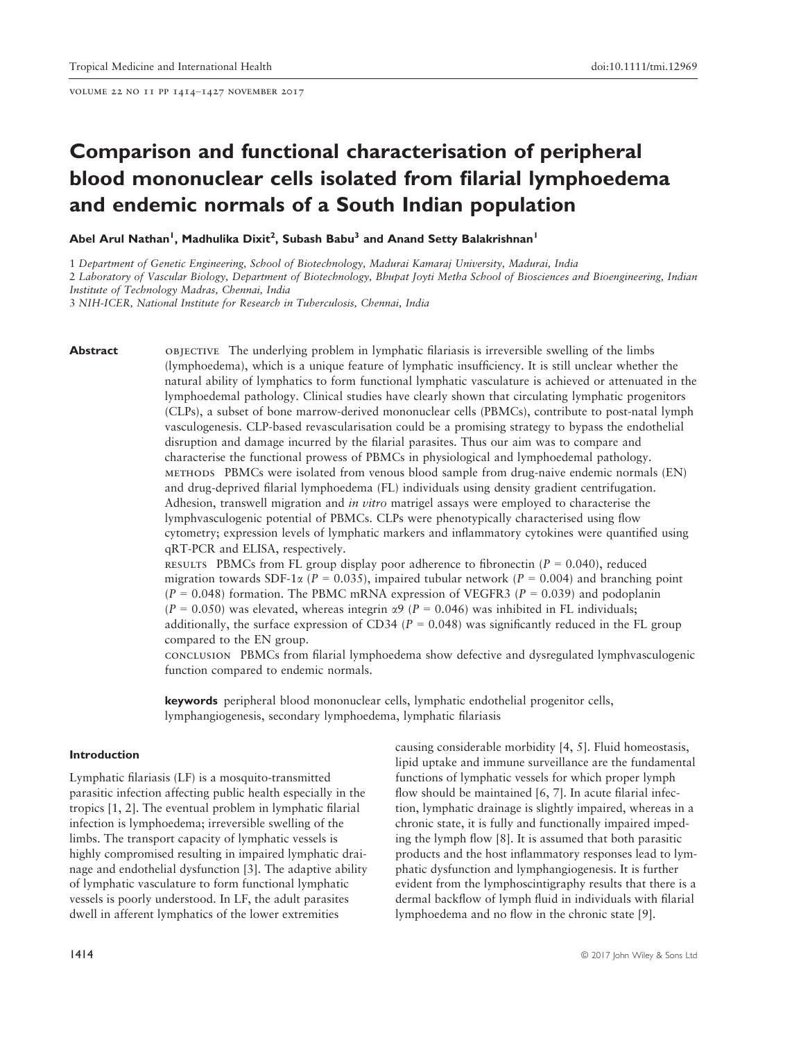# Comparison and functional characterisation of peripheral blood mononuclear cells isolated from filarial lymphoedema and endemic normals of a South Indian population

**Abel Arul Nathan[1], Madhulika Dixit[2], Subash Babu[3] and Anand Setty Balakrishnan[1]**

1 *Department of Genetic Engineering, School of Biotechnology, Madurai Kamaraj University, Madurai, India*
2 *Laboratory of Vascular Biology, Department of Biotechnology, Bhupat Joyti Metha School of Biosciences and Bioengineering, Indian Institute of Technology Madras, Chennai, India*
3 *NIH-ICER, National Institute for Research in Tuberculosis, Chennai, India*

**Abstract**

OBJECTIVE The underlying problem in lymphatic filariasis is irreversible swelling of the limbs (lymphoedema), which is a unique feature of lymphatic insufficiency. It is still unclear whether the natural ability of lymphatics to form functional lymphatic vasculature is achieved or attenuated in the lymphoedemal pathology. Clinical studies have clearly shown that circulating lymphatic progenitors (CLPs), a subset of bone marrow-derived mononuclear cells (PBMCs), contribute to post-natal lymph vasculogenesis. CLP-based revascularisation could be a promising strategy to bypass the endothelial disruption and damage incurred by the filarial parasites. Thus our aim was to compare and characterise the functional prowess of PBMCs in physiological and lymphoedemal pathology.

METHODS PBMCs were isolated from venous blood sample from drug-naive endemic normals (EN) and drug-deprived filarial lymphoedema (FL) individuals using density gradient centrifugation. Adhesion, transwell migration and *in vitro* matrigel assays were employed to characterise the lymphvasculogenic potential of PBMCs. CLPs were phenotypically characterised using flow cytometry; expression levels of lymphatic markers and inflammatory cytokines were quantified using qRT-PCR and ELISA, respectively.

RESULTS PBMCs from FL group display poor adherence to fibronectin ($P = 0.040$), reduced migration towards SDF-1$\alpha$ ($P = 0.035$), impaired tubular network ($P = 0.004$) and branching point ($P = 0.048$) formation. The PBMC mRNA expression of VEGFR3 ($P = 0.039$) and podoplanin ($P = 0.050$) was elevated, whereas integrin $\alpha$9 ($P = 0.046$) was inhibited in FL individuals; additionally, the surface expression of CD34 ($P = 0.048$) was significantly reduced in the FL group compared to the EN group.

CONCLUSION PBMCs from filarial lymphoedema show defective and dysregulated lymphvasculogenic function compared to endemic normals.

**keywords** peripheral blood mononuclear cells, lymphatic endothelial progenitor cells, lymphangiogenesis, secondary lymphoedema, lymphatic filariasis

## Introduction

Lymphatic filariasis (LF) is a mosquito-transmitted parasitic infection affecting public health especially in the tropics [1, 2]. The eventual problem in lymphatic filarial infection is lymphoedema; irreversible swelling of the limbs. The transport capacity of lymphatic vessels is highly compromised resulting in impaired lymphatic drainage and endothelial dysfunction [3]. The adaptive ability of lymphatic vasculature to form functional lymphatic vessels is poorly understood. In LF, the adult parasites dwell in afferent lymphatics of the lower extremities causing considerable morbidity [4, 5]. Fluid homeostasis, lipid uptake and immune surveillance are the fundamental functions of lymphatic vessels for which proper lymph flow should be maintained [6, 7]. In acute filarial infection, lymphatic drainage is slightly impaired, whereas in a chronic state, it is fully and functionally impaired impeding the lymph flow [8]. It is assumed that both parasitic products and the host inflammatory responses lead to lymphatic dysfunction and lymphangiogenesis. It is further evident from the lymphoscintigraphy results that there is a dermal backflow of lymph fluid in individuals with filarial lymphoedema and no flow in the chronic state [9].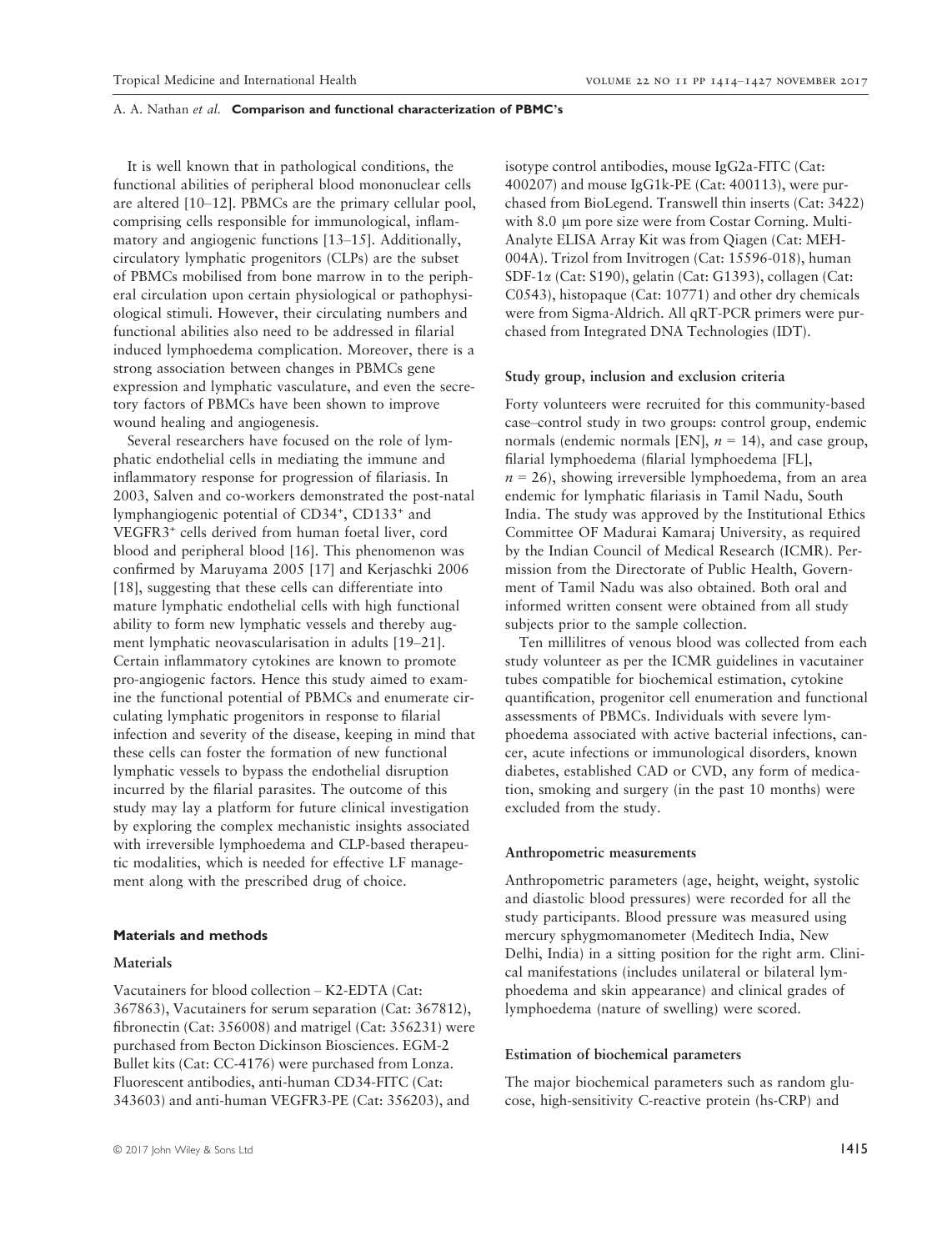It is well known that in pathological conditions, the functional abilities of peripheral blood mononuclear cells are altered [10–12]. PBMCs are the primary cellular pool, comprising cells responsible for immunological, inflammatory and angiogenic functions [13–15]. Additionally, circulatory lymphatic progenitors (CLPs) are the subset of PBMCs mobilised from bone marrow in to the peripheral circulation upon certain physiological or pathophysiological stimuli. However, their circulating numbers and functional abilities also need to be addressed in filarial induced lymphoedema complication. Moreover, there is a strong association between changes in PBMCs gene expression and lymphatic vasculature, and even the secretory factors of PBMCs have been shown to improve wound healing and angiogenesis.

Several researchers have focused on the role of lymphatic endothelial cells in mediating the immune and inflammatory response for progression of filariasis. In 2003, Salven and co-workers demonstrated the post-natal lymphangiogenic potential of CD34⁺, CD133⁺ and VEGFR3⁺ cells derived from human foetal liver, cord blood and peripheral blood [16]. This phenomenon was confirmed by Maruyama 2005 [17] and Kerjaschki 2006 [18], suggesting that these cells can differentiate into mature lymphatic endothelial cells with high functional ability to form new lymphatic vessels and thereby augment lymphatic neovascularisation in adults [19–21]. Certain inflammatory cytokines are known to promote pro-angiogenic factors. Hence this study aimed to examine the functional potential of PBMCs and enumerate circulating lymphatic progenitors in response to filarial infection and severity of the disease, keeping in mind that these cells can foster the formation of new functional lymphatic vessels to bypass the endothelial disruption incurred by the filarial parasites. The outcome of this study may lay a platform for future clinical investigation by exploring the complex mechanistic insights associated with irreversible lymphoedema and CLP-based therapeutic modalities, which is needed for effective LF management along with the prescribed drug of choice.

## Materials and methods

### Materials

Vacutainers for blood collection – K2-EDTA (Cat: 367863), Vacutainers for serum separation (Cat: 367812), fibronectin (Cat: 356008) and matrigel (Cat: 356231) were purchased from Becton Dickinson Biosciences. EGM-2 Bullet kits (Cat: CC-4176) were purchased from Lonza. Fluorescent antibodies, anti-human CD34-FITC (Cat: 343603) and anti-human VEGFR3-PE (Cat: 356203), and isotype control antibodies, mouse IgG2a-FITC (Cat: 400207) and mouse IgG1k-PE (Cat: 400113), were purchased from BioLegend. Transwell thin inserts (Cat: 3422) with 8.0 μm pore size were from Costar Corning. Multi-Analyte ELISA Array Kit was from Qiagen (Cat: MEH-004A). Trizol from Invitrogen (Cat: 15596-018), human SDF-1α (Cat: S190), gelatin (Cat: G1393), collagen (Cat: C0543), histopaque (Cat: 10771) and other dry chemicals were from Sigma-Aldrich. All qRT-PCR primers were purchased from Integrated DNA Technologies (IDT).

### Study group, inclusion and exclusion criteria

Forty volunteers were recruited for this community-based case–control study in two groups: control group, endemic normals (endemic normals [EN], $n = 14$), and case group, filarial lymphoedema (filarial lymphoedema [FL], $n = 26$), showing irreversible lymphoedema, from an area endemic for lymphatic filariasis in Tamil Nadu, South India. The study was approved by the Institutional Ethics Committee OF Madurai Kamaraj University, as required by the Indian Council of Medical Research (ICMR). Permission from the Directorate of Public Health, Government of Tamil Nadu was also obtained. Both oral and informed written consent were obtained from all study subjects prior to the sample collection.

Ten millilitres of venous blood was collected from each study volunteer as per the ICMR guidelines in vacutainer tubes compatible for biochemical estimation, cytokine quantification, progenitor cell enumeration and functional assessments of PBMCs. Individuals with severe lymphoedema associated with active bacterial infections, cancer, acute infections or immunological disorders, known diabetes, established CAD or CVD, any form of medication, smoking and surgery (in the past 10 months) were excluded from the study.

### Anthropometric measurements

Anthropometric parameters (age, height, weight, systolic and diastolic blood pressures) were recorded for all the study participants. Blood pressure was measured using mercury sphygmomanometer (Meditech India, New Delhi, India) in a sitting position for the right arm. Clinical manifestations (includes unilateral or bilateral lymphoedema and skin appearance) and clinical grades of lymphoedema (nature of swelling) were scored.

### Estimation of biochemical parameters

The major biochemical parameters such as random glucose, high-sensitivity C-reactive protein (hs-CRP) and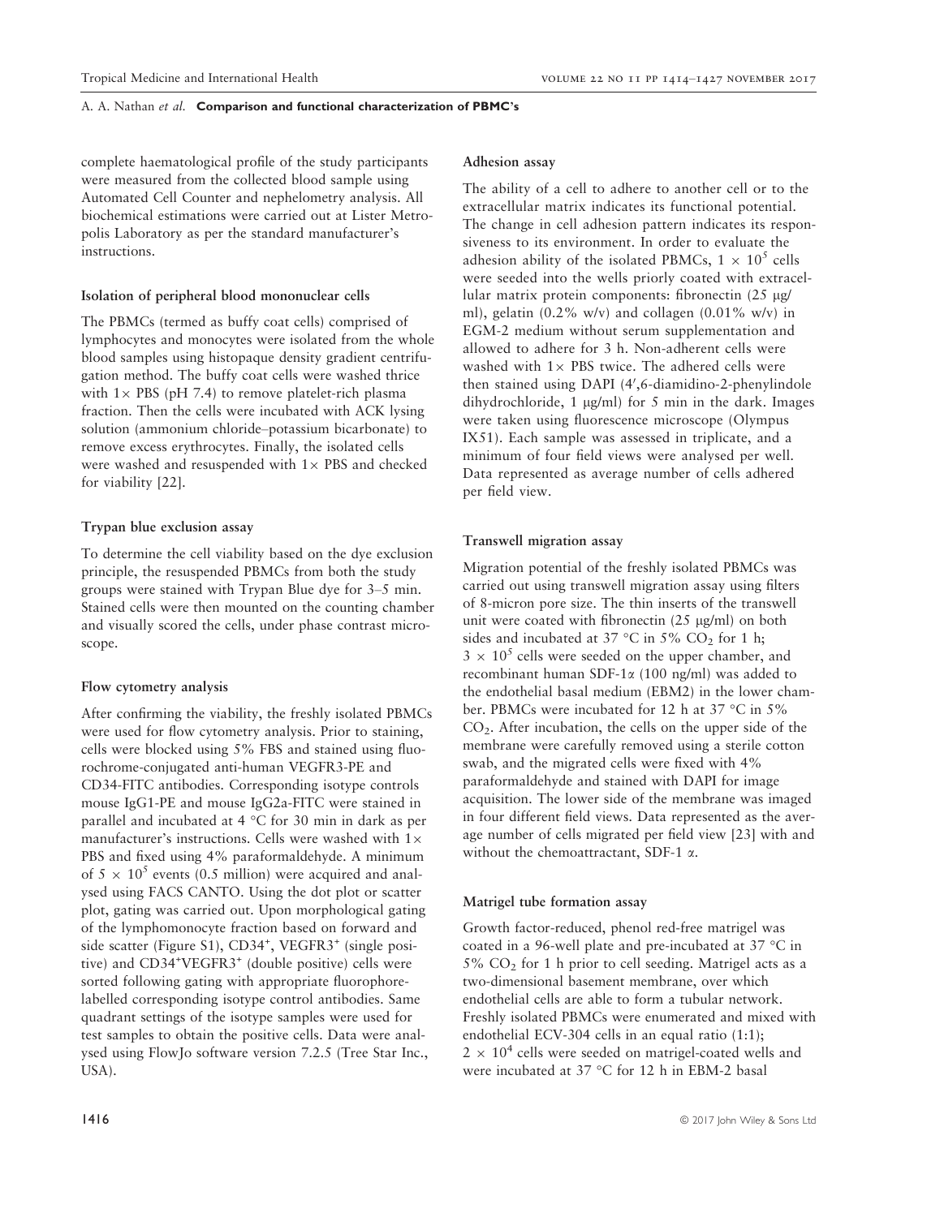complete haematological profile of the study participants were measured from the collected blood sample using Automated Cell Counter and nephelometry analysis. All biochemical estimations were carried out at Lister Metropolis Laboratory as per the standard manufacturer's instructions.

### Isolation of peripheral blood mononuclear cells

The PBMCs (termed as buffy coat cells) comprised of lymphocytes and monocytes were isolated from the whole blood samples using histopaque density gradient centrifugation method. The buffy coat cells were washed thrice with 1× PBS (pH 7.4) to remove platelet-rich plasma fraction. Then the cells were incubated with ACK lysing solution (ammonium chloride–potassium bicarbonate) to remove excess erythrocytes. Finally, the isolated cells were washed and resuspended with 1× PBS and checked for viability [22].

### Trypan blue exclusion assay

To determine the cell viability based on the dye exclusion principle, the resuspended PBMCs from both the study groups were stained with Trypan Blue dye for 3–5 min. Stained cells were then mounted on the counting chamber and visually scored the cells, under phase contrast microscope.

### Flow cytometry analysis

After confirming the viability, the freshly isolated PBMCs were used for flow cytometry analysis. Prior to staining, cells were blocked using 5% FBS and stained using fluorochrome-conjugated anti-human VEGFR3-PE and CD34-FITC antibodies. Corresponding isotype controls mouse IgG1-PE and mouse IgG2a-FITC were stained in parallel and incubated at 4 °C for 30 min in dark as per manufacturer's instructions. Cells were washed with 1× PBS and fixed using 4% paraformaldehyde. A minimum of $5 \times 10^5$ events (0.5 million) were acquired and analysed using FACS CANTO. Using the dot plot or scatter plot, gating was carried out. Upon morphological gating of the lymphomonocyte fraction based on forward and side scatter (Figure S1), $CD34^+$, $VEGFR3^+$ (single positive) and $CD34^+VEGFR3^+$ (double positive) cells were sorted following gating with appropriate fluorophore-labelled corresponding isotype control antibodies. Same quadrant settings of the isotype samples were used for test samples to obtain the positive cells. Data were analysed using FlowJo software version 7.2.5 (Tree Star Inc., USA).

### Adhesion assay

The ability of a cell to adhere to another cell or to the extracellular matrix indicates its functional potential. The change in cell adhesion pattern indicates its responsiveness to its environment. In order to evaluate the adhesion ability of the isolated PBMCs, $1 \times 10^5$ cells were seeded into the wells priorly coated with extracellular matrix protein components: fibronectin (25 μg/ml), gelatin (0.2% w/v) and collagen (0.01% w/v) in EGM-2 medium without serum supplementation and allowed to adhere for 3 h. Non-adherent cells were washed with 1× PBS twice. The adhered cells were then stained using DAPI (4′,6-diamidino-2-phenylindole dihydrochloride, 1 μg/ml) for 5 min in the dark. Images were taken using fluorescence microscope (Olympus IX51). Each sample was assessed in triplicate, and a minimum of four field views were analysed per well. Data represented as average number of cells adhered per field view.

### Transwell migration assay

Migration potential of the freshly isolated PBMCs was carried out using transwell migration assay using filters of 8-micron pore size. The thin inserts of the transwell unit were coated with fibronectin (25 μg/ml) on both sides and incubated at 37 °C in 5% $CO_2$ for 1 h; $3 \times 10^5$ cells were seeded on the upper chamber, and recombinant human SDF-1α (100 ng/ml) was added to the endothelial basal medium (EBM2) in the lower chamber. PBMCs were incubated for 12 h at 37 °C in 5% $CO_2$. After incubation, the cells on the upper side of the membrane were carefully removed using a sterile cotton swab, and the migrated cells were fixed with 4% paraformaldehyde and stained with DAPI for image acquisition. The lower side of the membrane was imaged in four different field views. Data represented as the average number of cells migrated per field view [23] with and without the chemoattractant, SDF-1 α.

### Matrigel tube formation assay

Growth factor-reduced, phenol red-free matrigel was coated in a 96-well plate and pre-incubated at 37 °C in 5% $CO_2$ for 1 h prior to cell seeding. Matrigel acts as a two-dimensional basement membrane, over which endothelial cells are able to form a tubular network. Freshly isolated PBMCs were enumerated and mixed with endothelial ECV-304 cells in an equal ratio (1:1); $2 \times 10^4$ cells were seeded on matrigel-coated wells and were incubated at 37 °C for 12 h in EBM-2 basal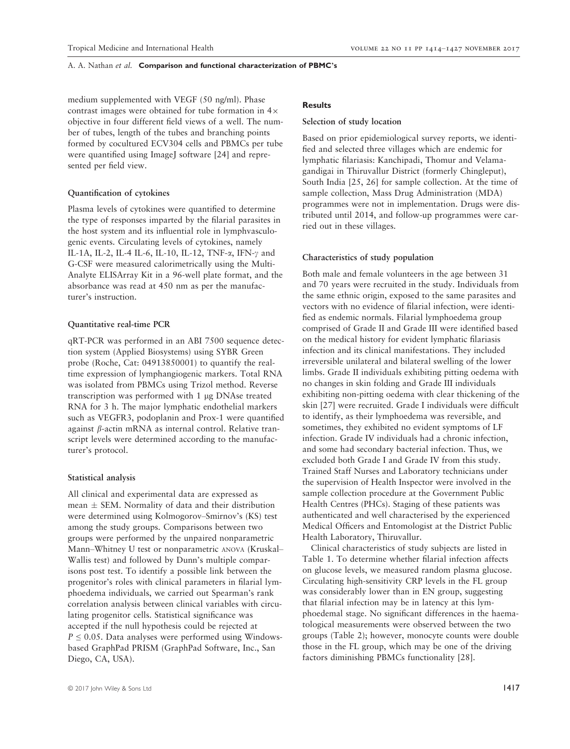medium supplemented with VEGF (50 ng/ml). Phase contrast images were obtained for tube formation in 4× objective in four different field views of a well. The number of tubes, length of the tubes and branching points formed by cocultured ECV304 cells and PBMCs per tube were quantified using ImageJ software [24] and represented per field view.

### Quantification of cytokines

Plasma levels of cytokines were quantified to determine the type of responses imparted by the filarial parasites in the host system and its influential role in lymphvasculogenic events. Circulating levels of cytokines, namely IL-1A, IL-2, IL-4 IL-6, IL-10, IL-12, TNF-$\alpha$, IFN-$\gamma$ and G-CSF were measured calorimetrically using the Multi-Analyte ELISArray Kit in a 96-well plate format, and the absorbance was read at 450 nm as per the manufacturer's instruction.

### Quantitative real-time PCR

qRT-PCR was performed in an ABI 7500 sequence detection system (Applied Biosystems) using SYBR Green probe (Roche, Cat: 04913850001) to quantify the real-time expression of lymphangiogenic markers. Total RNA was isolated from PBMCs using Trizol method. Reverse transcription was performed with 1 μg DNAse treated RNA for 3 h. The major lymphatic endothelial markers such as VEGFR3, podoplanin and Prox-1 were quantified against $\beta$-actin mRNA as internal control. Relative transcript levels were determined according to the manufacturer's protocol.

### Statistical analysis

All clinical and experimental data are expressed as mean ± SEM. Normality of data and their distribution were determined using Kolmogorov–Smirnov's (KS) test among the study groups. Comparisons between two groups were performed by the unpaired nonparametric Mann–Whitney U test or nonparametric ANOVA (Kruskal–Wallis test) and followed by Dunn's multiple comparisons post test. To identify a possible link between the progenitor's roles with clinical parameters in filarial lymphoedema individuals, we carried out Spearman's rank correlation analysis between clinical variables with circulating progenitor cells. Statistical significance was accepted if the null hypothesis could be rejected at $P \leq 0.05$. Data analyses were performed using Windows-based GraphPad PRISM (GraphPad Software, Inc., San Diego, CA, USA).

## Results

### Selection of study location

Based on prior epidemiological survey reports, we identified and selected three villages which are endemic for lymphatic filariasis: Kanchipadi, Thomur and Velamagandigai in Thiruvallur District (formerly Chingleput), South India [25, 26] for sample collection. At the time of sample collection, Mass Drug Administration (MDA) programmes were not in implementation. Drugs were distributed until 2014, and follow-up programmes were carried out in these villages.

### Characteristics of study population

Both male and female volunteers in the age between 31 and 70 years were recruited in the study. Individuals from the same ethnic origin, exposed to the same parasites and vectors with no evidence of filarial infection, were identified as endemic normals. Filarial lymphoedema group comprised of Grade II and Grade III were identified based on the medical history for evident lymphatic filariasis infection and its clinical manifestations. They included irreversible unilateral and bilateral swelling of the lower limbs. Grade II individuals exhibiting pitting oedema with no changes in skin folding and Grade III individuals exhibiting non-pitting oedema with clear thickening of the skin [27] were recruited. Grade I individuals were difficult to identify, as their lymphoedema was reversible, and sometimes, they exhibited no evident symptoms of LF infection. Grade IV individuals had a chronic infection, and some had secondary bacterial infection. Thus, we excluded both Grade I and Grade IV from this study. Trained Staff Nurses and Laboratory technicians under the supervision of Health Inspector were involved in the sample collection procedure at the Government Public Health Centres (PHCs). Staging of these patients was authenticated and well characterised by the experienced Medical Officers and Entomologist at the District Public Health Laboratory, Thiruvallur.

Clinical characteristics of study subjects are listed in Table 1. To determine whether filarial infection affects on glucose levels, we measured random plasma glucose. Circulating high-sensitivity CRP levels in the FL group was considerably lower than in EN group, suggesting that filarial infection may be in latency at this lymphoedemal stage. No significant differences in the haematological measurements were observed between the two groups (Table 2); however, monocyte counts were double those in the FL group, which may be one of the driving factors diminishing PBMCs functionality [28].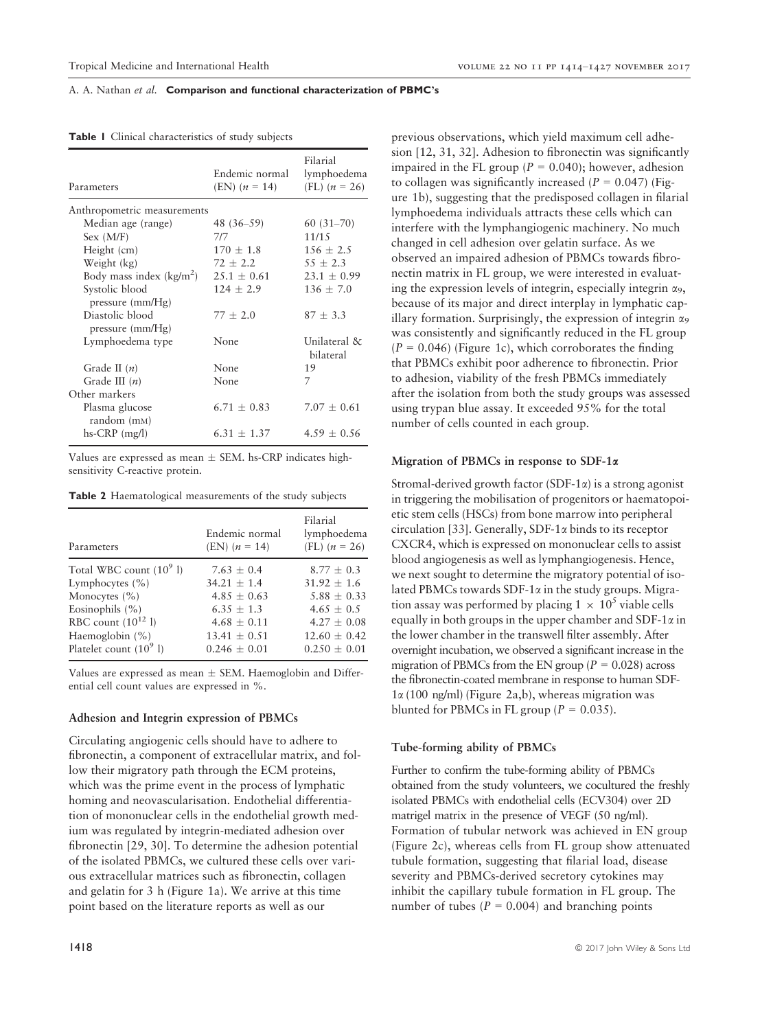**Table 1** Clinical characteristics of study subjects

| Parameters | Endemic normal (EN) ($n = 14$) | Filarial lymphoedema (FL) ($n = 26$) |
|---|---|---|
| Anthropometric measurements | | |
| Median age (range) | 48 (36–59) | 60 (31–70) |
| Sex (M/F) | 7/7 | 11/15 |
| Height (cm) | 170 ± 1.8 | 156 ± 2.5 |
| Weight (kg) | 72 ± 2.2 | 55 ± 2.3 |
| Body mass index (kg/m$^2$) | 25.1 ± 0.61 | 23.1 ± 0.99 |
| Systolic blood pressure (mm/Hg) | 124 ± 2.9 | 136 ± 7.0 |
| Diastolic blood pressure (mm/Hg) | 77 ± 2.0 | 87 ± 3.3 |
| Lymphoedema type | None | Unilateral & bilateral |
| Grade II ($n$) | None | 19 |
| Grade III ($n$) | None | 7 |
| Other markers | | |
| Plasma glucose random (mM) | 6.71 ± 0.83 | 7.07 ± 0.61 |
| hs-CRP (mg/l) | 6.31 ± 1.37 | 4.59 ± 0.56 |

Values are expressed as mean ± SEM. hs-CRP indicates high-sensitivity C-reactive protein.

**Table 2** Haematological measurements of the study subjects

| Parameters | Endemic normal (EN) ($n = 14$) | Filarial lymphoedema (FL) ($n = 26$) |
|---|---|---|
| Total WBC count ($10^9$ l) | 7.63 ± 0.4 | 8.77 ± 0.3 |
| Lymphocytes (%) | 34.21 ± 1.4 | 31.92 ± 1.6 |
| Monocytes (%) | 4.85 ± 0.63 | 5.88 ± 0.33 |
| Eosinophils (%) | 6.35 ± 1.3 | 4.65 ± 0.5 |
| RBC count ($10^{12}$ l) | 4.68 ± 0.11 | 4.27 ± 0.08 |
| Haemoglobin (%) | 13.41 ± 0.51 | 12.60 ± 0.42 |
| Platelet count ($10^9$ l) | 0.246 ± 0.01 | 0.250 ± 0.01 |

Values are expressed as mean ± SEM. Haemoglobin and Differential cell count values are expressed in %.

### Adhesion and Integrin expression of PBMCs

Circulating angiogenic cells should have to adhere to fibronectin, a component of extracellular matrix, and follow their migratory path through the ECM proteins, which was the prime event in the process of lymphatic homing and neovascularisation. Endothelial differentiation of mononuclear cells in the endothelial growth medium was regulated by integrin-mediated adhesion over fibronectin [29, 30]. To determine the adhesion potential of the isolated PBMCs, we cultured these cells over various extracellular matrices such as fibronectin, collagen and gelatin for 3 h (Figure 1a). We arrive at this time point based on the literature reports as well as our previous observations, which yield maximum cell adhesion [12, 31, 32]. Adhesion to fibronectin was significantly impaired in the FL group ($P = 0.040$); however, adhesion to collagen was significantly increased ($P = 0.047$) (Figure 1b), suggesting that the predisposed collagen in filarial lymphoedema individuals attracts these cells which can interfere with the lymphangiogenic machinery. No much changed in cell adhesion over gelatin surface. As we observed an impaired adhesion of PBMCs towards fibronectin matrix in FL group, we were interested in evaluating the expression levels of integrin, especially integrin $\alpha_9$, because of its major and direct interplay in lymphatic capillary formation. Surprisingly, the expression of integrin $\alpha_9$ was consistently and significantly reduced in the FL group ($P = 0.046$) (Figure 1c), which corroborates the finding that PBMCs exhibit poor adherence to fibronectin. Prior to adhesion, viability of the fresh PBMCs immediately after the isolation from both the study groups was assessed using trypan blue assay. It exceeded 95% for the total number of cells counted in each group.

### Migration of PBMCs in response to SDF-1α

Stromal-derived growth factor (SDF-1α) is a strong agonist in triggering the mobilisation of progenitors or haematopoietic stem cells (HSCs) from bone marrow into peripheral circulation [33]. Generally, SDF-1α binds to its receptor CXCR4, which is expressed on mononuclear cells to assist blood angiogenesis as well as lymphangiogenesis. Hence, we next sought to determine the migratory potential of isolated PBMCs towards SDF-1α in the study groups. Migration assay was performed by placing $1 \times 10^5$ viable cells equally in both groups in the upper chamber and SDF-1α in the lower chamber in the transwell filter assembly. After overnight incubation, we observed a significant increase in the migration of PBMCs from the EN group ($P = 0.028$) across the fibronectin-coated membrane in response to human SDF-1α (100 ng/ml) (Figure 2a,b), whereas migration was blunted for PBMCs in FL group ($P = 0.035$).

### Tube-forming ability of PBMCs

Further to confirm the tube-forming ability of PBMCs obtained from the study volunteers, we cocultured the freshly isolated PBMCs with endothelial cells (ECV304) over 2D matrigel matrix in the presence of VEGF (50 ng/ml). Formation of tubular network was achieved in EN group (Figure 2c), whereas cells from FL group show attenuated tubule formation, suggesting that filarial load, disease severity and PBMCs-derived secretory cytokines may inhibit the capillary tubule formation in FL group. The number of tubes ($P = 0.004$) and branching points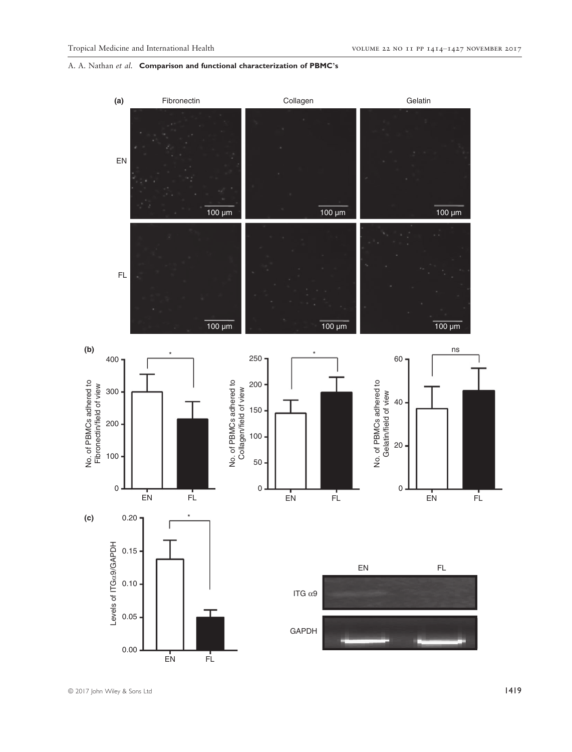(a) Fibronectin Collagen Gelatin

EN

FL

100 μm

(b)

No. of PBMCs adhered to Fibronectin/field of view

No. of PBMCs adhered to Collagen/field of view

No. of PBMCs adhered to Gelatin/field of view

EN FL

(c)

Levels of ITGα9/GAPDH

EN FL

ITG α9

GAPDH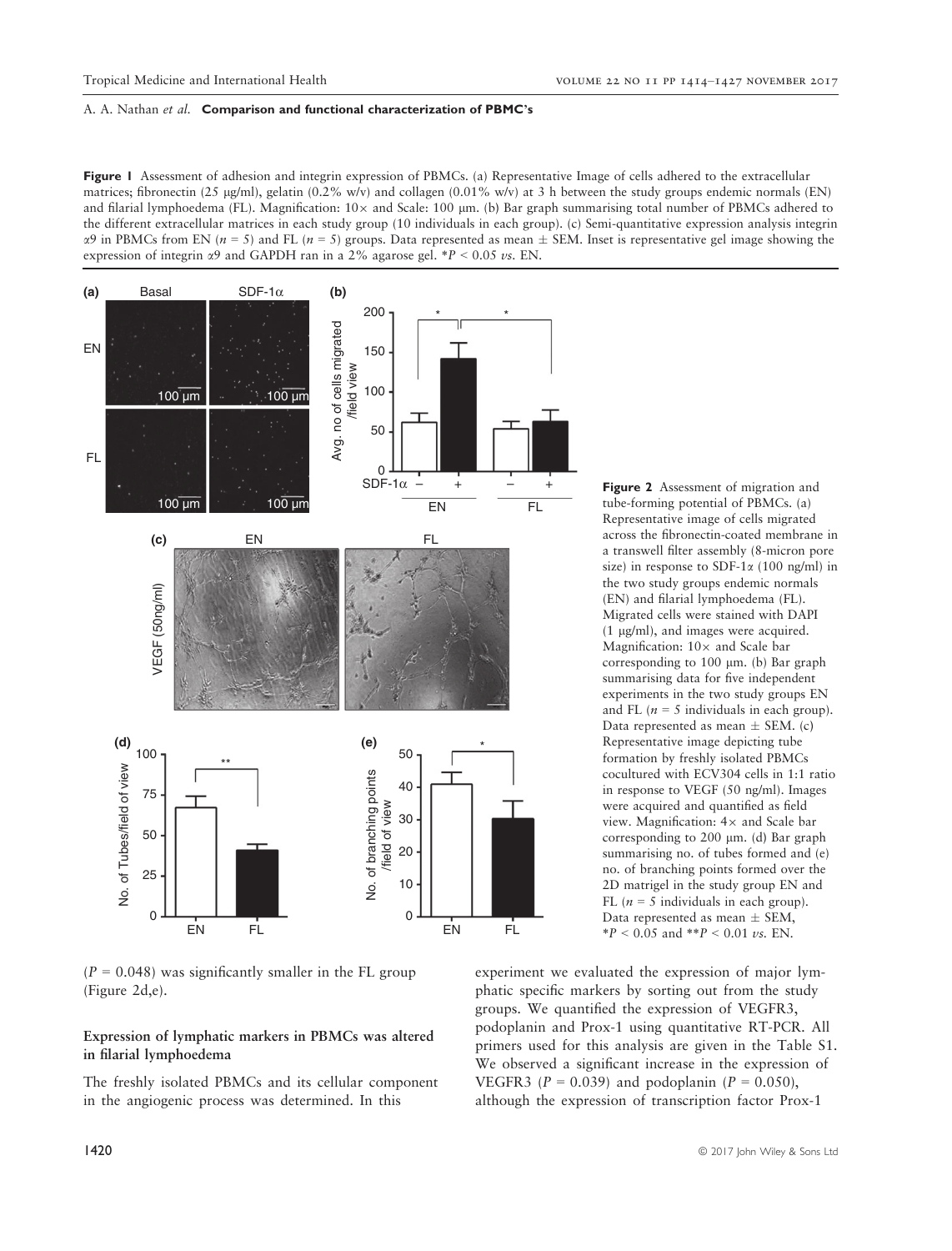**Figure 1** Assessment of adhesion and integrin expression of PBMCs. (a) Representative Image of cells adhered to the extracellular matrices; fibronectin (25 μg/ml), gelatin (0.2% w/v) and collagen (0.01% w/v) at 3 h between the study groups endemic normals (EN) and filarial lymphoedema (FL). Magnification: 10× and Scale: 100 μm. (b) Bar graph summarising total number of PBMCs adhered to the different extracellular matrices in each study group (10 individuals in each group). (c) Semi-quantitative expression analysis integrin α9 in PBMCs from EN ($n = 5$) and FL ($n = 5$) groups. Data represented as mean ± SEM. Inset is representative gel image showing the expression of integrin α9 and GAPDH ran in a 2% agarose gel. *$P < 0.05$ *vs*. EN.

**Figure 2** Assessment of migration and tube-forming potential of PBMCs. (a) Representative image of cells migrated across the fibronectin-coated membrane in a transwell filter assembly (8-micron pore size) in response to SDF-1α (100 ng/ml) in the two study groups endemic normals (EN) and filarial lymphoedema (FL). Migrated cells were stained with DAPI (1 μg/ml), and images were acquired. Magnification: 10× and Scale bar corresponding to 100 μm. (b) Bar graph summarising data for five independent experiments in the two study groups EN and FL ($n = 5$ individuals in each group). Data represented as mean ± SEM. (c) Representative image depicting tube formation by freshly isolated PBMCs cocultured with ECV304 cells in 1:1 ratio in response to VEGF (50 ng/ml). Images were acquired and quantified as field view. Magnification: 4× and Scale bar corresponding to 200 μm. (d) Bar graph summarising no. of tubes formed and (e) no. of branching points formed over the 2D matrigel in the study group EN and FL ($n = 5$ individuals in each group). Data represented as mean ± SEM, *$P < 0.05$ and **$P < 0.01$ *vs*. EN.

($P = 0.048$) was significantly smaller in the FL group (Figure 2d,e).

### Expression of lymphatic markers in PBMCs was altered in filarial lymphoedema

The freshly isolated PBMCs and its cellular component in the angiogenic process was determined. In this experiment we evaluated the expression of major lymphatic specific markers by sorting out from the study groups. We quantified the expression of VEGFR3, podoplanin and Prox-1 using quantitative RT-PCR. All primers used for this analysis are given in the Table S1. We observed a significant increase in the expression of VEGFR3 ($P = 0.039$) and podoplanin ($P = 0.050$), although the expression of transcription factor Prox-1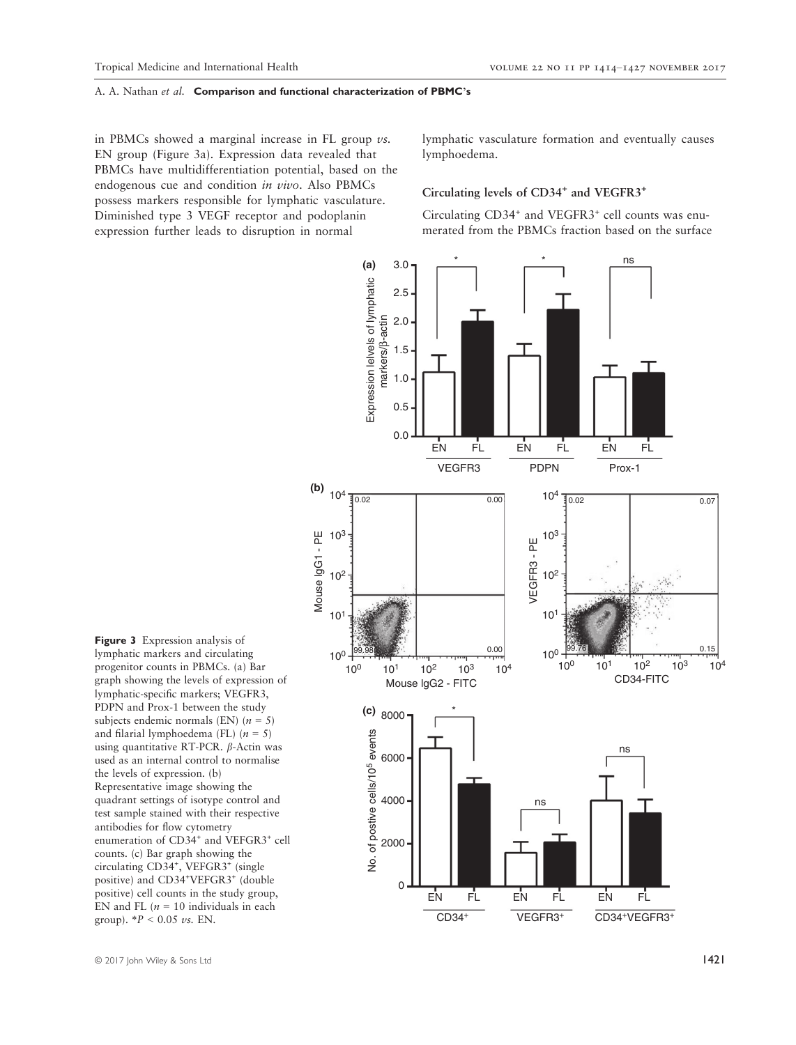in PBMCs showed a marginal increase in FL group *vs.* EN group (Figure 3a). Expression data revealed that PBMCs have multidifferentiation potential, based on the endogenous cue and condition *in vivo*. Also PBMCs possess markers responsible for lymphatic vasculature. Diminished type 3 VEGF receptor and podoplanin expression further leads to disruption in normal lymphatic vasculature formation and eventually causes lymphoedema.

### Circulating levels of CD34$^{+}$ and VEGFR3$^{+}$

Circulating CD34$^{+}$ and VEGFR3$^{+}$ cell counts was enumerated from the PBMCs fraction based on the surface

**Figure 3** Expression analysis of lymphatic markers and circulating progenitor counts in PBMCs. (a) Bar graph showing the levels of expression of lymphatic-specific markers; VEGFR3, PDPN and Prox-1 between the study subjects endemic normals (EN) ($n$ = 5) and filarial lymphoedema (FL) ($n$ = 5) using quantitative RT-PCR. β-Actin was used as an internal control to normalise the levels of expression. (b) Representative image showing the quadrant settings of isotype control and test sample stained with their respective antibodies for flow cytometry enumeration of CD34$^{+}$ and VEFGR3$^{+}$ cell counts. (c) Bar graph showing the circulating CD34$^{+}$, VEFGR3$^{+}$ (single positive) and CD34$^{+}$VEFGR3$^{+}$ (double positive) cell counts in the study group, EN and FL ($n$ = 10 individuals in each group). \*$P$ < 0.05 *vs.* EN.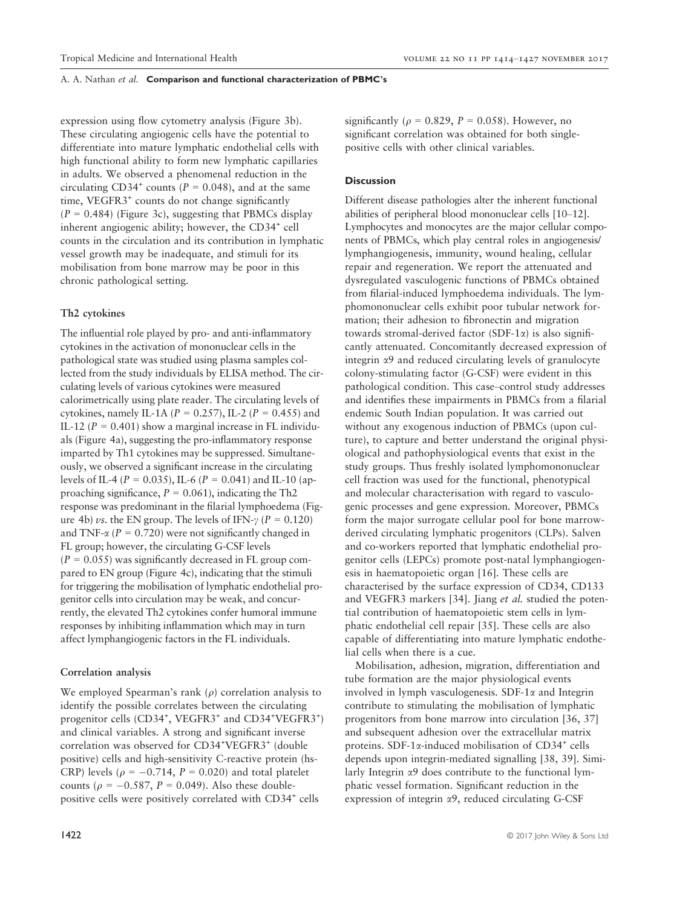expression using flow cytometry analysis (Figure 3b). These circulating angiogenic cells have the potential to differentiate into mature lymphatic endothelial cells with high functional ability to form new lymphatic capillaries in adults. We observed a phenomenal reduction in the circulating CD34$^{+}$ counts ($P = 0.048$), and at the same time, VEGFR3$^{+}$ counts do not change significantly ($P = 0.484$) (Figure 3c), suggesting that PBMCs display inherent angiogenic ability; however, the CD34$^{+}$ cell counts in the circulation and its contribution in lymphatic vessel growth may be inadequate, and stimuli for its mobilisation from bone marrow may be poor in this chronic pathological setting.

### Th2 cytokines

The influential role played by pro- and anti-inflammatory cytokines in the activation of mononuclear cells in the pathological state was studied using plasma samples collected from the study individuals by ELISA method. The circulating levels of various cytokines were measured calorimetrically using plate reader. The circulating levels of cytokines, namely IL-1A ($P = 0.257$), IL-2 ($P = 0.455$) and IL-12 ($P = 0.401$) show a marginal increase in FL individuals (Figure 4a), suggesting the pro-inflammatory response imparted by Th1 cytokines may be suppressed. Simultaneously, we observed a significant increase in the circulating levels of IL-4 ($P = 0.035$), IL-6 ($P = 0.041$) and IL-10 (approaching significance, $P = 0.061$), indicating the Th2 response was predominant in the filarial lymphoedema (Figure 4b) *vs.* the EN group. The levels of IFN-$\gamma$ ($P = 0.120$) and TNF-$\alpha$ ($P = 0.720$) were not significantly changed in FL group; however, the circulating G-CSF levels ($P = 0.055$) was significantly decreased in FL group compared to EN group (Figure 4c), indicating that the stimuli for triggering the mobilisation of lymphatic endothelial progenitor cells into circulation may be weak, and concurrently, the elevated Th2 cytokines confer humoral immune responses by inhibiting inflammation which may in turn affect lymphangiogenic factors in the FL individuals.

### Correlation analysis

We employed Spearman's rank ($\rho$) correlation analysis to identify the possible correlates between the circulating progenitor cells (CD34$^{+}$, VEGFR3$^{+}$ and CD34$^{+}$VEGFR3$^{+}$) and clinical variables. A strong and significant inverse correlation was observed for CD34$^{+}$VEGFR3$^{+}$ (double positive) cells and high-sensitivity C-reactive protein (hs-CRP) levels ($\rho = -0.714$, $P = 0.020$) and total platelet counts ($\rho = -0.587$, $P = 0.049$). Also these double-positive cells were positively correlated with CD34$^{+}$ cells significantly ($\rho = 0.829$, $P = 0.058$). However, no significant correlation was obtained for both single-positive cells with other clinical variables.

## Discussion

Different disease pathologies alter the inherent functional abilities of peripheral blood mononuclear cells [10–12]. Lymphocytes and monocytes are the major cellular components of PBMCs, which play central roles in angiogenesis/lymphangiogenesis, immunity, wound healing, cellular repair and regeneration. We report the attenuated and dysregulated vasculogenic functions of PBMCs obtained from filarial-induced lymphoedema individuals. The lymphomononuclear cells exhibit poor tubular network formation; their adhesion to fibronectin and migration towards stromal-derived factor (SDF-1$\alpha$) is also significantly attenuated. Concomitantly decreased expression of integrin $\alpha$9 and reduced circulating levels of granulocyte colony-stimulating factor (G-CSF) were evident in this pathological condition. This case–control study addresses and identifies these impairments in PBMCs from a filarial endemic South Indian population. It was carried out without any exogenous induction of PBMCs (upon culture), to capture and better understand the original physiological and pathophysiological events that exist in the study groups. Thus freshly isolated lymphomononuclear cell fraction was used for the functional, phenotypical and molecular characterisation with regard to vasculogenic processes and gene expression. Moreover, PBMCs form the major surrogate cellular pool for bone marrow-derived circulating lymphatic progenitors (CLPs). Salven and co-workers reported that lymphatic endothelial progenitor cells (LEPCs) promote post-natal lymphangiogenesis in haematopoietic organ [16]. These cells are characterised by the surface expression of CD34, CD133 and VEGFR3 markers [34]. Jiang *et al.* studied the potential contribution of haematopoietic stem cells in lymphatic endothelial cell repair [35]. These cells are also capable of differentiating into mature lymphatic endothelial cells when there is a cue.

Mobilisation, adhesion, migration, differentiation and tube formation are the major physiological events involved in lymph vasculogenesis. SDF-1$\alpha$ and Integrin contribute to stimulating the mobilisation of lymphatic progenitors from bone marrow into circulation [36, 37] and subsequent adhesion over the extracellular matrix proteins. SDF-1$\alpha$-induced mobilisation of CD34$^{+}$ cells depends upon integrin-mediated signalling [38, 39]. Similarly Integrin $\alpha$9 does contribute to the functional lymphatic vessel formation. Significant reduction in the expression of integrin $\alpha$9, reduced circulating G-CSF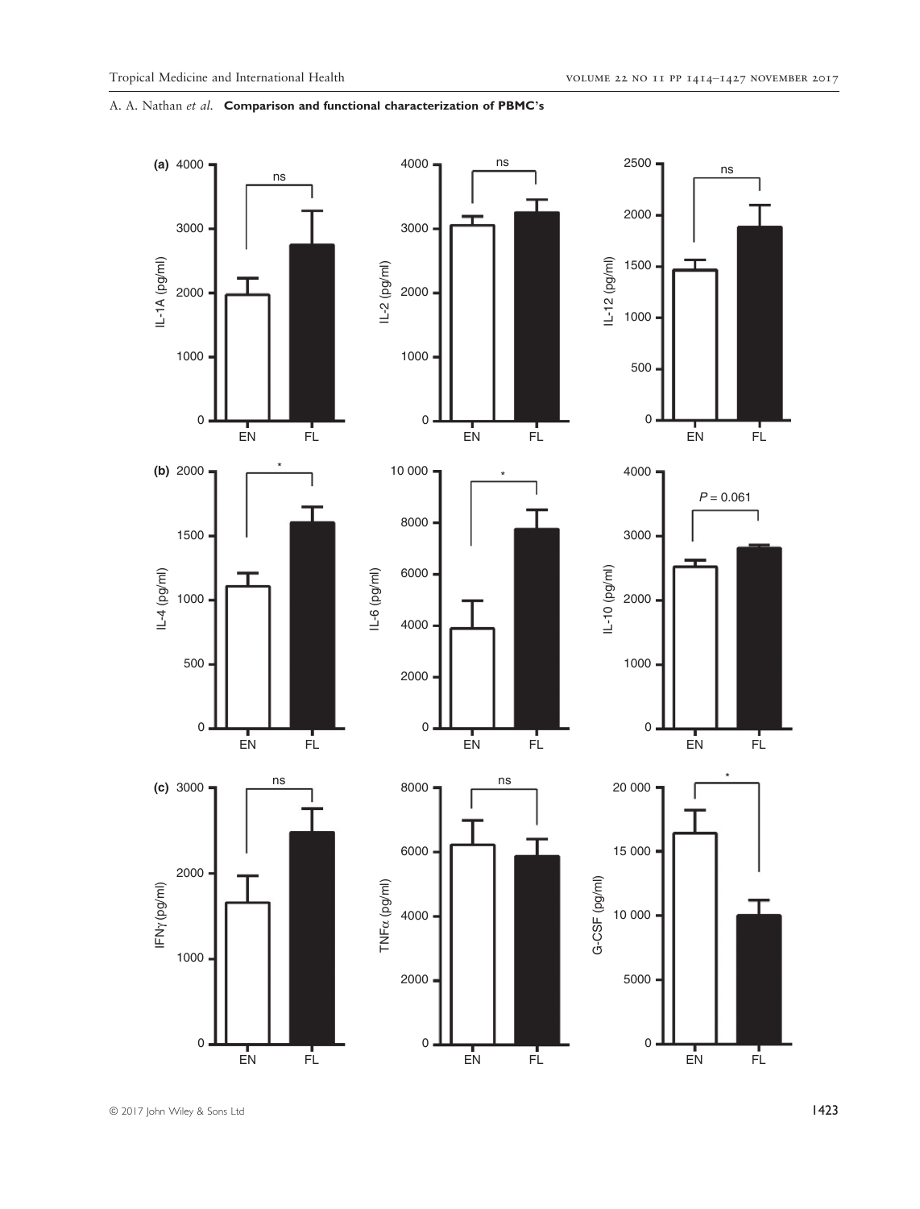(a)

| | EN | FL |
|---|---|---|
| IL-1A (pg/ml) | ns | |
| IL-2 (pg/ml) | ns | |
| IL-12 (pg/ml) | ns | |

(b)

| | EN | FL |
|---|---|---|
| IL-4 (pg/ml) | * | |
| IL-6 (pg/ml) | * | |
| IL-10 (pg/ml) | $P = 0.061$ | |

(c)

| | EN | FL |
|---|---|---|
| IFNγ (pg/ml) | ns | |
| TNFα (pg/ml) | ns | |
| G-CSF (pg/ml) | * | |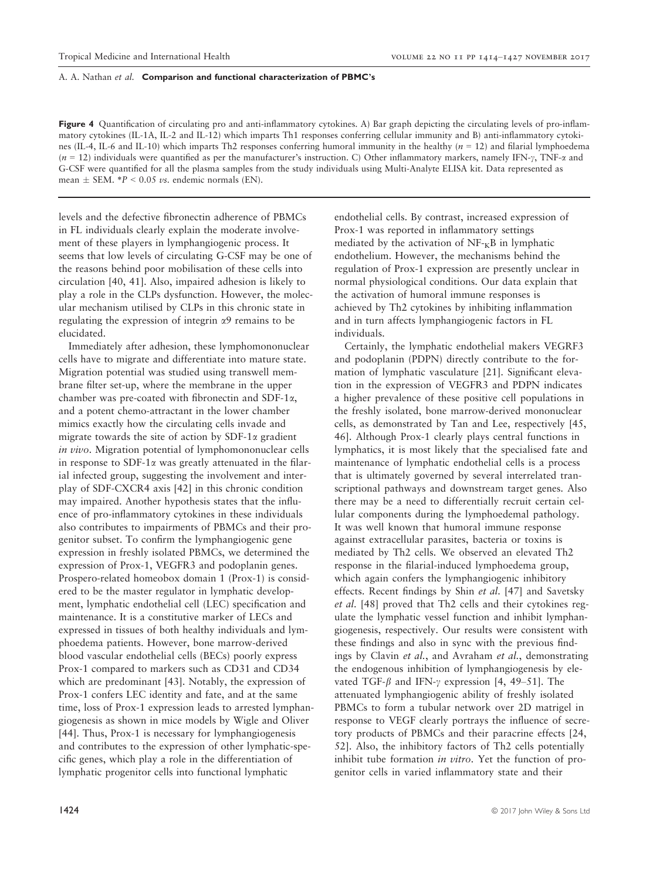**Figure 4** Quantification of circulating pro and anti-inflammatory cytokines. A) Bar graph depicting the circulating levels of pro-inflammatory cytokines (IL-1A, IL-2 and IL-12) which imparts Th1 responses conferring cellular immunity and B) anti-inflammatory cytokines (IL-4, IL-6 and IL-10) which imparts Th2 responses conferring humoral immunity in the healthy ($n = 12$) and filarial lymphoedema ($n = 12$) individuals were quantified as per the manufacturer's instruction. C) Other inflammatory markers, namely IFN-$\gamma$, TNF-$\alpha$ and G-CSF were quantified for all the plasma samples from the study individuals using Multi-Analyte ELISA kit. Data represented as mean ± SEM. \*$P < 0.05$ *vs.* endemic normals (EN).

levels and the defective fibronectin adherence of PBMCs in FL individuals clearly explain the moderate involvement of these players in lymphangiogenic process. It seems that low levels of circulating G-CSF may be one of the reasons behind poor mobilisation of these cells into circulation [40, 41]. Also, impaired adhesion is likely to play a role in the CLPs dysfunction. However, the molecular mechanism utilised by CLPs in this chronic state in regulating the expression of integrin $\alpha$9 remains to be elucidated.

Immediately after adhesion, these lymphomononuclear cells have to migrate and differentiate into mature state. Migration potential was studied using transwell membrane filter set-up, where the membrane in the upper chamber was pre-coated with fibronectin and SDF-1$\alpha$, and a potent chemo-attractant in the lower chamber mimics exactly how the circulating cells invade and migrate towards the site of action by SDF-1$\alpha$ gradient *in vivo*. Migration potential of lymphomononuclear cells in response to SDF-1$\alpha$ was greatly attenuated in the filarial infected group, suggesting the involvement and interplay of SDF-CXCR4 axis [42] in this chronic condition may impaired. Another hypothesis states that the influence of pro-inflammatory cytokines in these individuals also contributes to impairments of PBMCs and their progenitor subset. To confirm the lymphangiogenic gene expression in freshly isolated PBMCs, we determined the expression of Prox-1, VEGFR3 and podoplanin genes. Prospero-related homeobox domain 1 (Prox-1) is considered to be the master regulator in lymphatic development, lymphatic endothelial cell (LEC) specification and maintenance. It is a constitutive marker of LECs and expressed in tissues of both healthy individuals and lymphoedema patients. However, bone marrow-derived blood vascular endothelial cells (BECs) poorly express Prox-1 compared to markers such as CD31 and CD34 which are predominant [43]. Notably, the expression of Prox-1 confers LEC identity and fate, and at the same time, loss of Prox-1 expression leads to arrested lymphangiogenesis as shown in mice models by Wigle and Oliver [44]. Thus, Prox-1 is necessary for lymphangiogenesis and contributes to the expression of other lymphatic-specific genes, which play a role in the differentiation of lymphatic progenitor cells into functional lymphatic endothelial cells. By contrast, increased expression of Prox-1 was reported in inflammatory settings mediated by the activation of NF-$\kappa$B in lymphatic endothelium. However, the mechanisms behind the regulation of Prox-1 expression are presently unclear in normal physiological conditions. Our data explain that the activation of humoral immune responses is achieved by Th2 cytokines by inhibiting inflammation and in turn affects lymphangiogenic factors in FL individuals.

Certainly, the lymphatic endothelial makers VEGRF3 and podoplanin (PDPN) directly contribute to the formation of lymphatic vasculature [21]. Significant elevation in the expression of VEGFR3 and PDPN indicates a higher prevalence of these positive cell populations in the freshly isolated, bone marrow-derived mononuclear cells, as demonstrated by Tan and Lee, respectively [45, 46]. Although Prox-1 clearly plays central functions in lymphatics, it is most likely that the specialised fate and maintenance of lymphatic endothelial cells is a process that is ultimately governed by several interrelated transcriptional pathways and downstream target genes. Also there may be a need to differentially recruit certain cellular components during the lymphoedemal pathology. It was well known that humoral immune response against extracellular parasites, bacteria or toxins is mediated by Th2 cells. We observed an elevated Th2 response in the filarial-induced lymphoedema group, which again confers the lymphangiogenic inhibitory effects. Recent findings by Shin *et al.* [47] and Savetsky *et al.* [48] proved that Th2 cells and their cytokines regulate the lymphatic vessel function and inhibit lymphangiogenesis, respectively. Our results were consistent with these findings and also in sync with the previous findings by Clavin *et al.*, and Avraham *et al.*, demonstrating the endogenous inhibition of lymphangiogenesis by elevated TGF-$\beta$ and IFN-$\gamma$ expression [4, 49–51]. The attenuated lymphangiogenic ability of freshly isolated PBMCs to form a tubular network over 2D matrigel in response to VEGF clearly portrays the influence of secretory products of PBMCs and their paracrine effects [24, 52]. Also, the inhibitory factors of Th2 cells potentially inhibit tube formation *in vitro*. Yet the function of progenitor cells in varied inflammatory state and their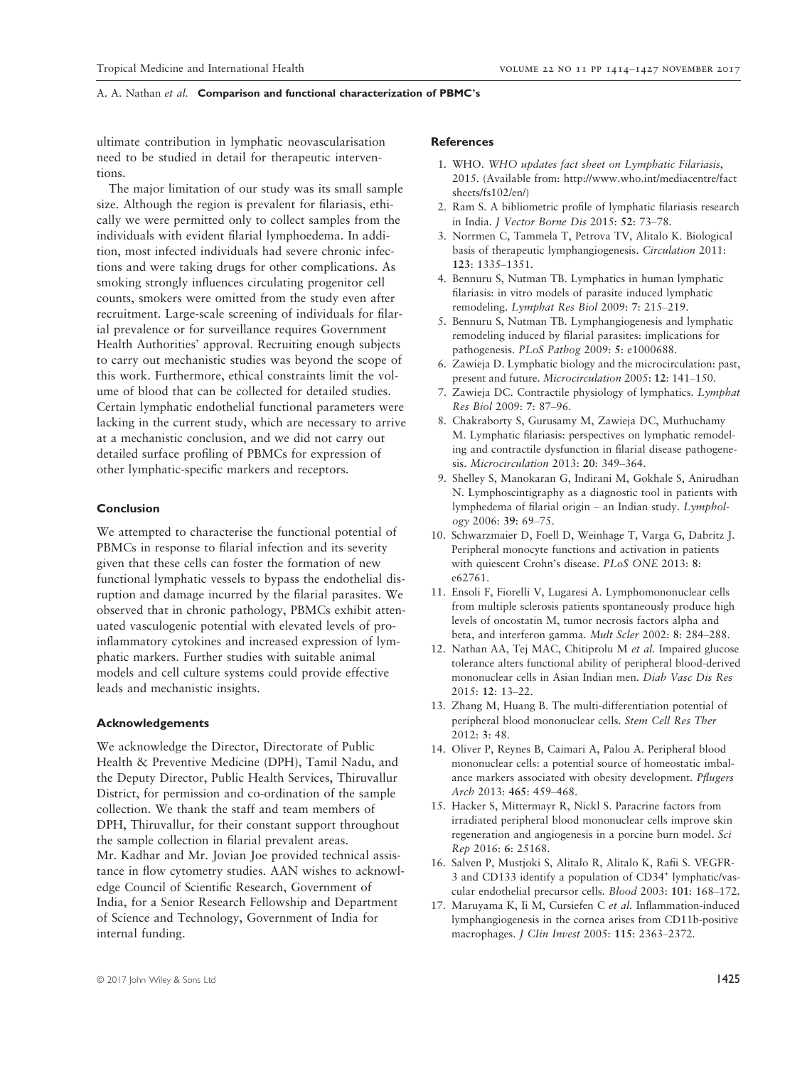ultimate contribution in lymphatic neovascularisation need to be studied in detail for therapeutic interventions.

The major limitation of our study was its small sample size. Although the region is prevalent for filariasis, ethically we were permitted only to collect samples from the individuals with evident filarial lymphoedema. In addition, most infected individuals had severe chronic infections and were taking drugs for other complications. As smoking strongly influences circulating progenitor cell counts, smokers were omitted from the study even after recruitment. Large-scale screening of individuals for filarial prevalence or for surveillance requires Government Health Authorities' approval. Recruiting enough subjects to carry out mechanistic studies was beyond the scope of this work. Furthermore, ethical constraints limit the volume of blood that can be collected for detailed studies. Certain lymphatic endothelial functional parameters were lacking in the current study, which are necessary to arrive at a mechanistic conclusion, and we did not carry out detailed surface profiling of PBMCs for expression of other lymphatic-specific markers and receptors.

## Conclusion

We attempted to characterise the functional potential of PBMCs in response to filarial infection and its severity given that these cells can foster the formation of new functional lymphatic vessels to bypass the endothelial disruption and damage incurred by the filarial parasites. We observed that in chronic pathology, PBMCs exhibit attenuated vasculogenic potential with elevated levels of pro-inflammatory cytokines and increased expression of lymphatic markers. Further studies with suitable animal models and cell culture systems could provide effective leads and mechanistic insights.

## Acknowledgements

We acknowledge the Director, Directorate of Public Health & Preventive Medicine (DPH), Tamil Nadu, and the Deputy Director, Public Health Services, Thiruvallur District, for permission and co-ordination of the sample collection. We thank the staff and team members of DPH, Thiruvallur, for their constant support throughout the sample collection in filarial prevalent areas. Mr. Kadhar and Mr. Jovian Joe provided technical assistance in flow cytometry studies. AAN wishes to acknowledge Council of Scientific Research, Government of India, for a Senior Research Fellowship and Department of Science and Technology, Government of India for internal funding.

## References

1. WHO. *WHO updates fact sheet on Lymphatic Filariasis*, 2015. (Available from: http://www.who.int/mediacentre/factsheets/fs102/en/)
2. Ram S. A bibliometric profile of lymphatic filariasis research in India. *J Vector Borne Dis* 2015: **52**: 73–78.
3. Norrmen C, Tammela T, Petrova TV, Alitalo K. Biological basis of therapeutic lymphangiogenesis. *Circulation* 2011: **123**: 1335–1351.
4. Bennuru S, Nutman TB. Lymphatics in human lymphatic filariasis: in vitro models of parasite induced lymphatic remodeling. *Lymphat Res Biol* 2009: **7**: 215–219.
5. Bennuru S, Nutman TB. Lymphangiogenesis and lymphatic remodeling induced by filarial parasites: implications for pathogenesis. *PLoS Pathog* 2009: **5**: e1000688.
6. Zawieja D. Lymphatic biology and the microcirculation: past, present and future. *Microcirculation* 2005: **12**: 141–150.
7. Zawieja DC. Contractile physiology of lymphatics. *Lymphat Res Biol* 2009: **7**: 87–96.
8. Chakraborty S, Gurusamy M, Zawieja DC, Muthuchamy M. Lymphatic filariasis: perspectives on lymphatic remodeling and contractile dysfunction in filarial disease pathogenesis. *Microcirculation* 2013: **20**: 349–364.
9. Shelley S, Manokaran G, Indirani M, Gokhale S, Anirudhan N. Lymphoscintigraphy as a diagnostic tool in patients with lymphedema of filarial origin – an Indian study. *Lymphology* 2006: **39**: 69–75.
10. Schwarzmaier D, Foell D, Weinhage T, Varga G, Dabritz J. Peripheral monocyte functions and activation in patients with quiescent Crohn's disease. *PLoS ONE* 2013: **8**: e62761.
11. Ensoli F, Fiorelli V, Lugaresi A. Lymphomononuclear cells from multiple sclerosis patients spontaneously produce high levels of oncostatin M, tumor necrosis factors alpha and beta, and interferon gamma. *Mult Scler* 2002: **8**: 284–288.
12. Nathan AA, Tej MAC, Chitiprolu M *et al*. Impaired glucose tolerance alters functional ability of peripheral blood-derived mononuclear cells in Asian Indian men. *Diab Vasc Dis Res* 2015: **12**: 13–22.
13. Zhang M, Huang B. The multi-differentiation potential of peripheral blood mononuclear cells. *Stem Cell Res Ther* 2012: **3**: 48.
14. Oliver P, Reynes B, Caimari A, Palou A. Peripheral blood mononuclear cells: a potential source of homeostatic imbalance markers associated with obesity development. *Pflugers Arch* 2013: **465**: 459–468.
15. Hacker S, Mittermayr R, Nickl S. Paracrine factors from irradiated peripheral blood mononuclear cells improve skin regeneration and angiogenesis in a porcine burn model. *Sci Rep* 2016: **6**: 25168.
16. Salven P, Mustjoki S, Alitalo R, Alitalo K, Rafii S. VEGFR-3 and CD133 identify a population of $CD34^+$ lymphatic/vascular endothelial precursor cells. *Blood* 2003: **101**: 168–172.
17. Maruyama K, Ii M, Cursiefen C *et al*. Inflammation-induced lymphangiogenesis in the cornea arises from CD11b-positive macrophages. *J CIin Invest* 2005: **115**: 2363–2372.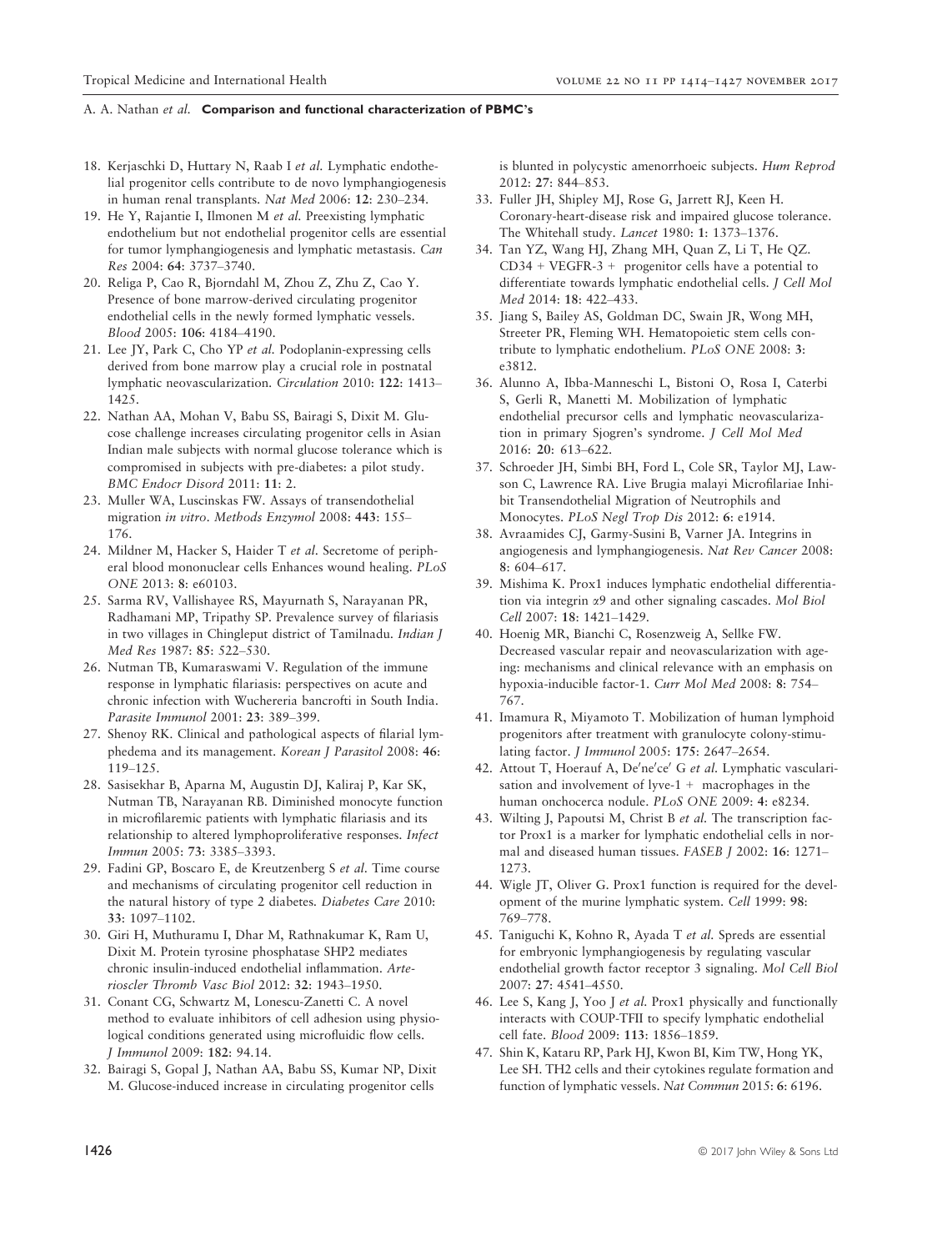18. Kerjaschki D, Huttary N, Raab I *et al.* Lymphatic endothelial progenitor cells contribute to de novo lymphangiogenesis in human renal transplants. *Nat Med* 2006: **12**: 230–234.
19. He Y, Rajantie I, Ilmonen M *et al.* Preexisting lymphatic endothelium but not endothelial progenitor cells are essential for tumor lymphangiogenesis and lymphatic metastasis. *Can Res* 2004: **64**: 3737–3740.
20. Religa P, Cao R, Bjorndahl M, Zhou Z, Zhu Z, Cao Y. Presence of bone marrow-derived circulating progenitor endothelial cells in the newly formed lymphatic vessels. *Blood* 2005: **106**: 4184–4190.
21. Lee JY, Park C, Cho YP *et al.* Podoplanin-expressing cells derived from bone marrow play a crucial role in postnatal lymphatic neovascularization. *Circulation* 2010: **122**: 1413–1425.
22. Nathan AA, Mohan V, Babu SS, Bairagi S, Dixit M. Glucose challenge increases circulating progenitor cells in Asian Indian male subjects with normal glucose tolerance which is compromised in subjects with pre-diabetes: a pilot study. *BMC Endocr Disord* 2011: **11**: 2.
23. Muller WA, Luscinskas FW. Assays of transendothelial migration *in vitro*. *Methods Enzymol* 2008: **443**: 155–176.
24. Mildner M, Hacker S, Haider T *et al.* Secretome of peripheral blood mononuclear cells Enhances wound healing. *PLoS ONE* 2013: **8**: e60103.
25. Sarma RV, Vallishayee RS, Mayurnath S, Narayanan PR, Radhamani MP, Tripathy SP. Prevalence survey of filariasis in two villages in Chingleput district of Tamilnadu. *Indian J Med Res* 1987: **85**: 522–530.
26. Nutman TB, Kumaraswami V. Regulation of the immune response in lymphatic filariasis: perspectives on acute and chronic infection with Wuchereria bancrofti in South India. *Parasite Immunol* 2001: **23**: 389–399.
27. Shenoy RK. Clinical and pathological aspects of filarial lymphedema and its management. *Korean J Parasitol* 2008: **46**: 119–125.
28. Sasisekhar B, Aparna M, Augustin DJ, Kaliraj P, Kar SK, Nutman TB, Narayanan RB. Diminished monocyte function in microfilaremic patients with lymphatic filariasis and its relationship to altered lymphoproliferative responses. *Infect Immun* 2005: **73**: 3385–3393.
29. Fadini GP, Boscaro E, de Kreutzenberg S *et al.* Time course and mechanisms of circulating progenitor cell reduction in the natural history of type 2 diabetes. *Diabetes Care* 2010: **33**: 1097–1102.
30. Giri H, Muthuramu I, Dhar M, Rathnakumar K, Ram U, Dixit M. Protein tyrosine phosphatase SHP2 mediates chronic insulin-induced endothelial inflammation. *Arterioscler Thromb Vasc Biol* 2012: **32**: 1943–1950.
31. Conant CG, Schwartz M, Lonescu-Zanetti C. A novel method to evaluate inhibitors of cell adhesion using physiological conditions generated using microfluidic flow cells. *J Immunol* 2009: **182**: 94.14.
32. Bairagi S, Gopal J, Nathan AA, Babu SS, Kumar NP, Dixit M. Glucose-induced increase in circulating progenitor cells is blunted in polycystic amenorrhoeic subjects. *Hum Reprod* 2012: **27**: 844–853.
33. Fuller JH, Shipley MJ, Rose G, Jarrett RJ, Keen H. Coronary-heart-disease risk and impaired glucose tolerance. The Whitehall study. *Lancet* 1980: **1**: 1373–1376.
34. Tan YZ, Wang HJ, Zhang MH, Quan Z, Li T, He QZ. CD34 + VEGFR-3 + progenitor cells have a potential to differentiate towards lymphatic endothelial cells. *J Cell Mol Med* 2014: **18**: 422–433.
35. Jiang S, Bailey AS, Goldman DC, Swain JR, Wong MH, Streeter PR, Fleming WH. Hematopoietic stem cells contribute to lymphatic endothelium. *PLoS ONE* 2008: **3**: e3812.
36. Alunno A, Ibba-Manneschi L, Bistoni O, Rosa I, Caterbi S, Gerli R, Manetti M. Mobilization of lymphatic endothelial precursor cells and lymphatic neovascularization in primary Sjogren's syndrome. *J Cell Mol Med* 2016: **20**: 613–622.
37. Schroeder JH, Simbi BH, Ford L, Cole SR, Taylor MJ, Lawson C, Lawrence RA. Live Brugia malayi Microfilariae Inhibit Transendothelial Migration of Neutrophils and Monocytes. *PLoS Negl Trop Dis* 2012: **6**: e1914.
38. Avraamides CJ, Garmy-Susini B, Varner JA. Integrins in angiogenesis and lymphangiogenesis. *Nat Rev Cancer* 2008: **8**: 604–617.
39. Mishima K. Prox1 induces lymphatic endothelial differentiation via integrin α9 and other signaling cascades. *Mol Biol Cell* 2007: **18**: 1421–1429.
40. Hoenig MR, Bianchi C, Rosenzweig A, Sellke FW. Decreased vascular repair and neovascularization with ageing: mechanisms and clinical relevance with an emphasis on hypoxia-inducible factor-1. *Curr Mol Med* 2008: **8**: 754–767.
41. Imamura R, Miyamoto T. Mobilization of human lymphoid progenitors after treatment with granulocyte colony-stimulating factor. *J Immunol* 2005: **175**: 2647–2654.
42. Attout T, Hoerauf A, De′ne′ce′ G *et al.* Lymphatic vascularisation and involvement of lyve-1 + macrophages in the human onchocerca nodule. *PLoS ONE* 2009: **4**: e8234.
43. Wilting J, Papoutsi M, Christ B *et al.* The transcription factor Prox1 is a marker for lymphatic endothelial cells in normal and diseased human tissues. *FASEB J* 2002: **16**: 1271–1273.
44. Wigle JT, Oliver G. Prox1 function is required for the development of the murine lymphatic system. *Cell* 1999: **98**: 769–778.
45. Taniguchi K, Kohno R, Ayada T *et al.* Spreds are essential for embryonic lymphangiogenesis by regulating vascular endothelial growth factor receptor 3 signaling. *Mol Cell Biol* 2007: **27**: 4541–4550.
46. Lee S, Kang J, Yoo J *et al.* Prox1 physically and functionally interacts with COUP-TFII to specify lymphatic endothelial cell fate. *Blood* 2009: **113**: 1856–1859.
47. Shin K, Kataru RP, Park HJ, Kwon BI, Kim TW, Hong YK, Lee SH. TH2 cells and their cytokines regulate formation and function of lymphatic vessels. *Nat Commun* 2015: **6**: 6196.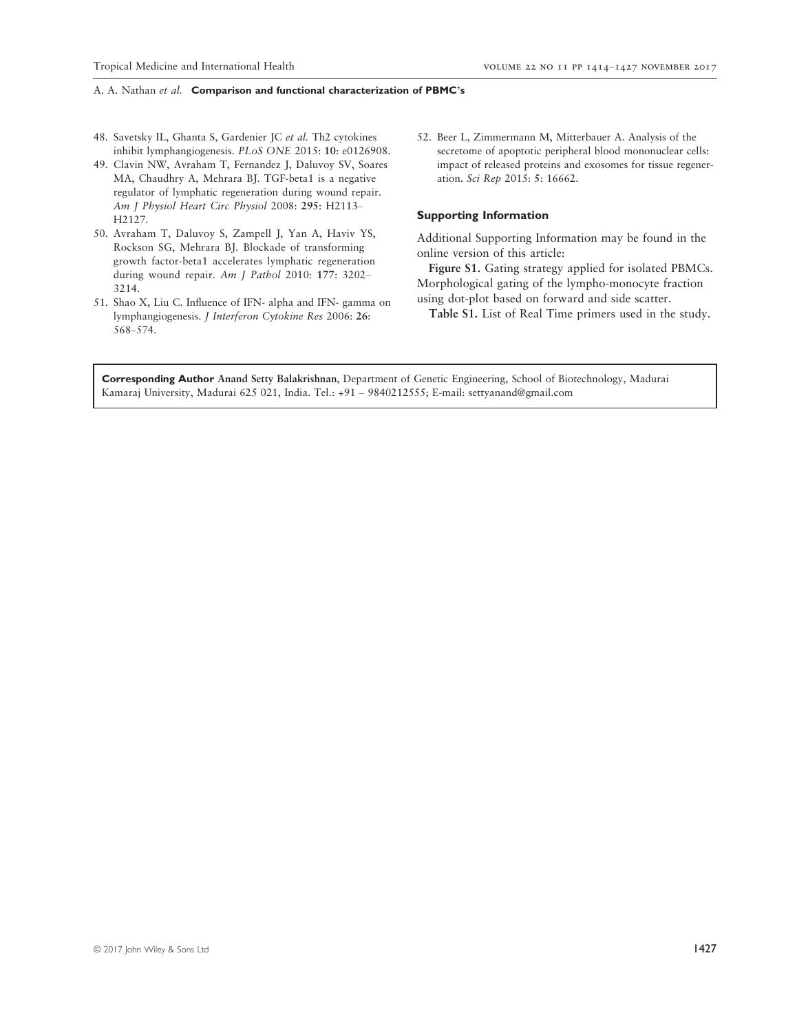48. Savetsky IL, Ghanta S, Gardenier JC *et al.* Th2 cytokines inhibit lymphangiogenesis. *PLoS ONE* 2015: **10**: e0126908.
49. Clavin NW, Avraham T, Fernandez J, Daluvoy SV, Soares MA, Chaudhry A, Mehrara BJ. TGF-beta1 is a negative regulator of lymphatic regeneration during wound repair. *Am J Physiol Heart Circ Physiol* 2008: **295**: H2113–H2127.
50. Avraham T, Daluvoy S, Zampell J, Yan A, Haviv YS, Rockson SG, Mehrara BJ. Blockade of transforming growth factor-beta1 accelerates lymphatic regeneration during wound repair. *Am J Pathol* 2010: **177**: 3202–3214.
51. Shao X, Liu C. Influence of IFN- alpha and IFN- gamma on lymphangiogenesis. *J Interferon Cytokine Res* 2006: **26**: 568–574.
52. Beer L, Zimmermann M, Mitterbauer A. Analysis of the secretome of apoptotic peripheral blood mononuclear cells: impact of released proteins and exosomes for tissue regeneration. *Sci Rep* 2015: **5**: 16662.

## Supporting Information

Additional Supporting Information may be found in the online version of this article:

**Figure S1.** Gating strategy applied for isolated PBMCs. Morphological gating of the lympho-monocyte fraction using dot-plot based on forward and side scatter.

**Table S1.** List of Real Time primers used in the study.

**Corresponding Author** **Anand Setty Balakrishnan**, Department of Genetic Engineering, School of Biotechnology, Madurai Kamaraj University, Madurai 625 021, India. Tel.: +91 – 9840212555; E-mail: settyanand@gmail.com